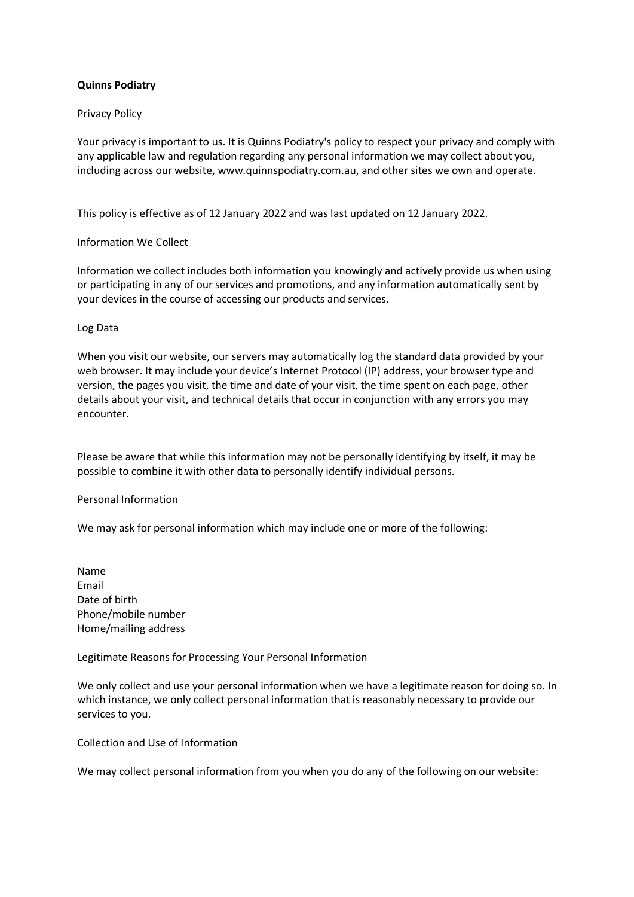**Quinns Podiatry**

Privacy Policy

Your privacy is important to us. It is Quinns Podiatry's policy to respect your privacy and comply with any applicable law and regulation regarding any personal information we may collect about you, including across our website, www.quinnspodiatry.com.au, and other sites we own and operate.

This policy is effective as of 12 January 2022 and was last updated on 12 January 2022.

Information We Collect

Information we collect includes both information you knowingly and actively provide us when using or participating in any of our services and promotions, and any information automatically sent by your devices in the course of accessing our products and services.

Log Data

When you visit our website, our servers may automatically log the standard data provided by your web browser. It may include your device's Internet Protocol (IP) address, your browser type and version, the pages you visit, the time and date of your visit, the time spent on each page, other details about your visit, and technical details that occur in conjunction with any errors you may encounter.

Please be aware that while this information may not be personally identifying by itself, it may be possible to combine it with other data to personally identify individual persons.

Personal Information

We may ask for personal information which may include one or more of the following:

Name
Email
Date of birth
Phone/mobile number
Home/mailing address

Legitimate Reasons for Processing Your Personal Information

We only collect and use your personal information when we have a legitimate reason for doing so. In which instance, we only collect personal information that is reasonably necessary to provide our services to you.

Collection and Use of Information

We may collect personal information from you when you do any of the following on our website: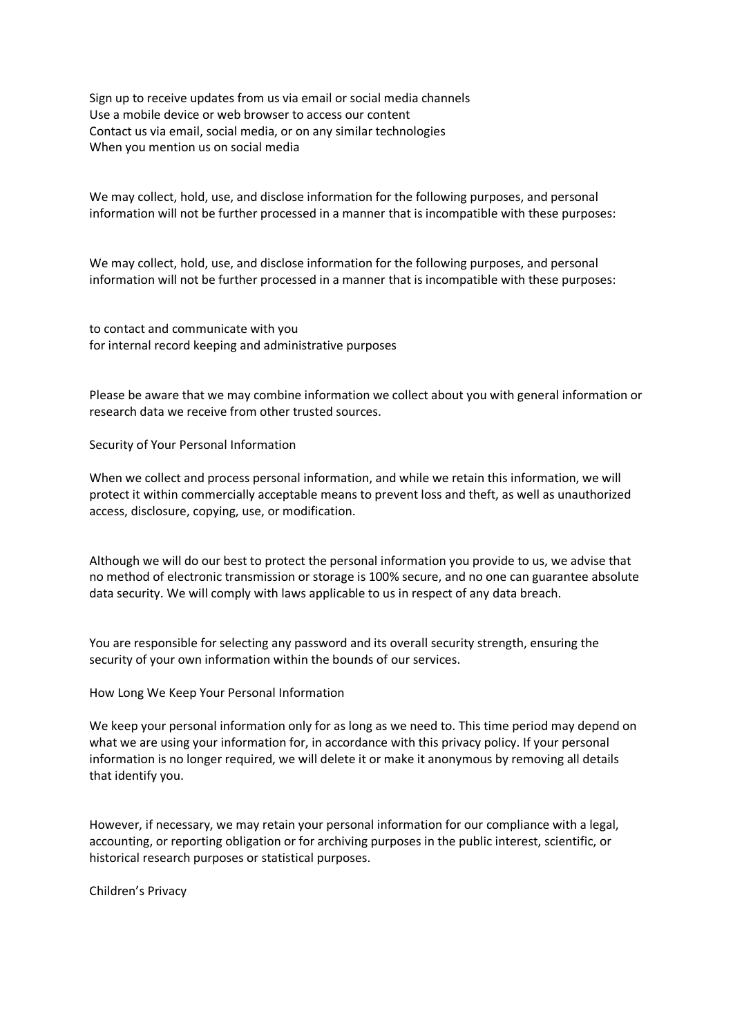- Sign up to receive updates from us via email or social media channels
- Use a mobile device or web browser to access our content
- Contact us via email, social media, or on any similar technologies
- When you mention us on social media

We may collect, hold, use, and disclose information for the following purposes, and personal information will not be further processed in a manner that is incompatible with these purposes:

We may collect, hold, use, and disclose information for the following purposes, and personal information will not be further processed in a manner that is incompatible with these purposes:

- to contact and communicate with you
- for internal record keeping and administrative purposes

Please be aware that we may combine information we collect about you with general information or research data we receive from other trusted sources.

## Security of Your Personal Information

When we collect and process personal information, and while we retain this information, we will protect it within commercially acceptable means to prevent loss and theft, as well as unauthorized access, disclosure, copying, use, or modification.

Although we will do our best to protect the personal information you provide to us, we advise that no method of electronic transmission or storage is 100% secure, and no one can guarantee absolute data security. We will comply with laws applicable to us in respect of any data breach.

You are responsible for selecting any password and its overall security strength, ensuring the security of your own information within the bounds of our services.

## How Long We Keep Your Personal Information

We keep your personal information only for as long as we need to. This time period may depend on what we are using your information for, in accordance with this privacy policy. If your personal information is no longer required, we will delete it or make it anonymous by removing all details that identify you.

However, if necessary, we may retain your personal information for our compliance with a legal, accounting, or reporting obligation or for archiving purposes in the public interest, scientific, or historical research purposes or statistical purposes.

## Children's Privacy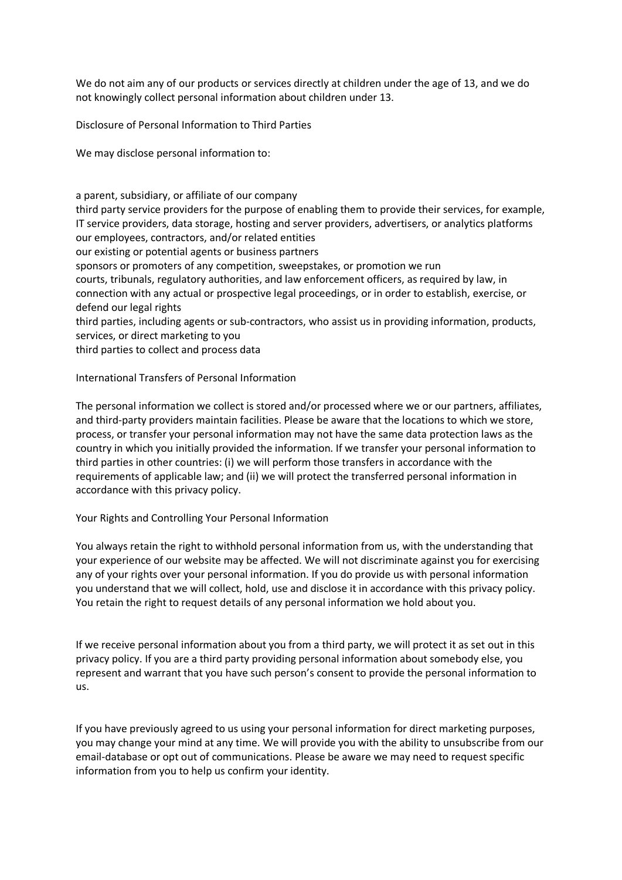We do not aim any of our products or services directly at children under the age of 13, and we do not knowingly collect personal information about children under 13.

## Disclosure of Personal Information to Third Parties

We may disclose personal information to:

- a parent, subsidiary, or affiliate of our company
- third party service providers for the purpose of enabling them to provide their services, for example, IT service providers, data storage, hosting and server providers, advertisers, or analytics platforms
- our employees, contractors, and/or related entities
- our existing or potential agents or business partners
- sponsors or promoters of any competition, sweepstakes, or promotion we run
- courts, tribunals, regulatory authorities, and law enforcement officers, as required by law, in connection with any actual or prospective legal proceedings, or in order to establish, exercise, or defend our legal rights
- third parties, including agents or sub-contractors, who assist us in providing information, products, services, or direct marketing to you
- third parties to collect and process data

## International Transfers of Personal Information

The personal information we collect is stored and/or processed where we or our partners, affiliates, and third-party providers maintain facilities. Please be aware that the locations to which we store, process, or transfer your personal information may not have the same data protection laws as the country in which you initially provided the information. If we transfer your personal information to third parties in other countries: (i) we will perform those transfers in accordance with the requirements of applicable law; and (ii) we will protect the transferred personal information in accordance with this privacy policy.

## Your Rights and Controlling Your Personal Information

You always retain the right to withhold personal information from us, with the understanding that your experience of our website may be affected. We will not discriminate against you for exercising any of your rights over your personal information. If you do provide us with personal information you understand that we will collect, hold, use and disclose it in accordance with this privacy policy. You retain the right to request details of any personal information we hold about you.

If we receive personal information about you from a third party, we will protect it as set out in this privacy policy. If you are a third party providing personal information about somebody else, you represent and warrant that you have such person's consent to provide the personal information to us.

If you have previously agreed to us using your personal information for direct marketing purposes, you may change your mind at any time. We will provide you with the ability to unsubscribe from our email-database or opt out of communications. Please be aware we may need to request specific information from you to help us confirm your identity.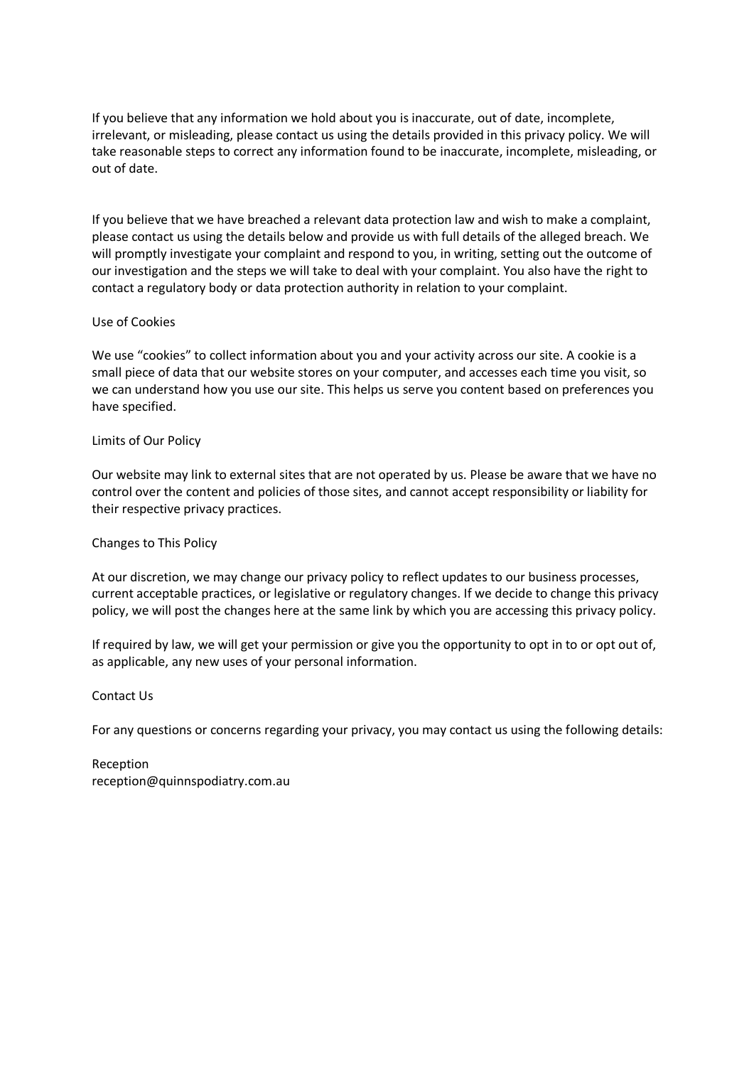If you believe that any information we hold about you is inaccurate, out of date, incomplete, irrelevant, or misleading, please contact us using the details provided in this privacy policy. We will take reasonable steps to correct any information found to be inaccurate, incomplete, misleading, or out of date.

If you believe that we have breached a relevant data protection law and wish to make a complaint, please contact us using the details below and provide us with full details of the alleged breach. We will promptly investigate your complaint and respond to you, in writing, setting out the outcome of our investigation and the steps we will take to deal with your complaint. You also have the right to contact a regulatory body or data protection authority in relation to your complaint.

## Use of Cookies

We use “cookies” to collect information about you and your activity across our site. A cookie is a small piece of data that our website stores on your computer, and accesses each time you visit, so we can understand how you use our site. This helps us serve you content based on preferences you have specified.

## Limits of Our Policy

Our website may link to external sites that are not operated by us. Please be aware that we have no control over the content and policies of those sites, and cannot accept responsibility or liability for their respective privacy practices.

## Changes to This Policy

At our discretion, we may change our privacy policy to reflect updates to our business processes, current acceptable practices, or legislative or regulatory changes. If we decide to change this privacy policy, we will post the changes here at the same link by which you are accessing this privacy policy.

If required by law, we will get your permission or give you the opportunity to opt in to or opt out of, as applicable, any new uses of your personal information.

## Contact Us

For any questions or concerns regarding your privacy, you may contact us using the following details:

Reception
reception@quinnspodiatry.com.au